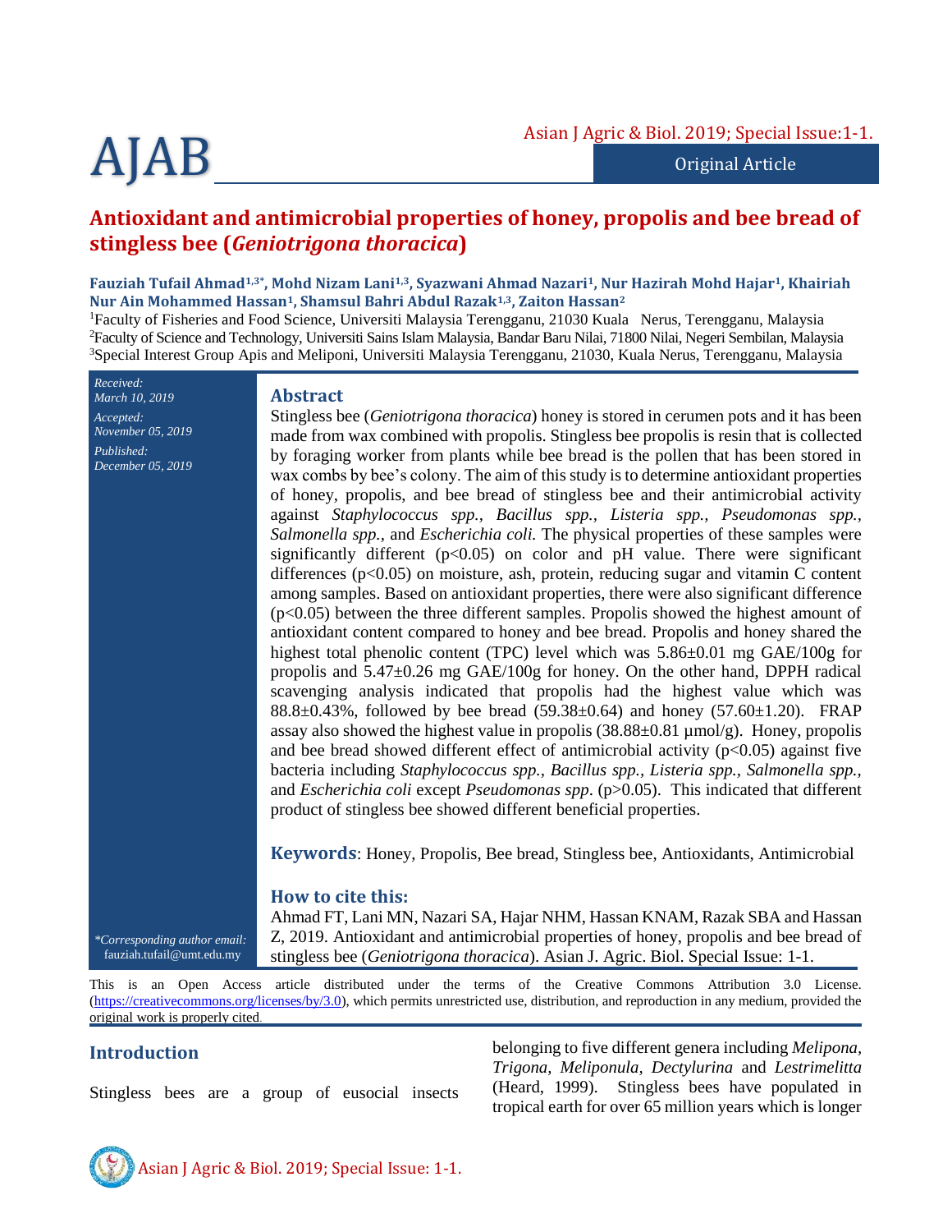Original Article

# Antioxidant and antimicrobial properties of honey, propolis and bee bread of stingless bee (*Geniotrigona thoracica*)

**Fauziah Tufail Ahmad[1,3*], Mohd Nizam Lani[1,3], Syazwani Ahmad Nazari[1], Nur Hazirah Mohd Hajar[1], Khairiah Nur Ain Mohammed Hassan[1], Shamsul Bahri Abdul Razak[1,3], Zaiton Hassan[2]**

[1]Faculty of Fisheries and Food Science, Universiti Malaysia Terengganu, 21030 Kuala Nerus, Terengganu, Malaysia
[2]Faculty of Science and Technology, Universiti Sains Islam Malaysia, Bandar Baru Nilai, 71800 Nilai, Negeri Sembilan, Malaysia
[3]Special Interest Group Apis and Meliponi, Universiti Malaysia Terengganu, 21030, Kuala Nerus, Terengganu, Malaysia

*Received:* March 10, 2019
*Accepted:* November 05, 2019
*Published:* December 05, 2019

*\*Corresponding author email:* fauziah.tufail@umt.edu.my

## Abstract

Stingless bee (*Geniotrigona thoracica*) honey is stored in cerumen pots and it has been made from wax combined with propolis. Stingless bee propolis is resin that is collected by foraging worker from plants while bee bread is the pollen that has been stored in wax combs by bee's colony. The aim of this study is to determine antioxidant properties of honey, propolis, and bee bread of stingless bee and their antimicrobial activity against *Staphylococcus spp., Bacillus spp., Listeria spp., Pseudomonas spp., Salmonella spp.*, and *Escherichia coli.* The physical properties of these samples were significantly different ($p<0.05$) on color and pH value. There were significant differences ($p<0.05$) on moisture, ash, protein, reducing sugar and vitamin C content among samples. Based on antioxidant properties, there were also significant difference ($p<0.05$) between the three different samples. Propolis showed the highest amount of antioxidant content compared to honey and bee bread. Propolis and honey shared the highest total phenolic content (TPC) level which was 5.86±0.01 mg GAE/100g for propolis and 5.47±0.26 mg GAE/100g for honey. On the other hand, DPPH radical scavenging analysis indicated that propolis had the highest value which was 88.8±0.43%, followed by bee bread (59.38±0.64) and honey (57.60±1.20). FRAP assay also showed the highest value in propolis (38.88±0.81 µmol/g). Honey, propolis and bee bread showed different effect of antimicrobial activity ($p<0.05$) against five bacteria including *Staphylococcus spp., Bacillus spp., Listeria spp., Salmonella spp.*, and *Escherichia coli* except *Pseudomonas spp*. ($p>0.05$). This indicated that different product of stingless bee showed different beneficial properties.

**Keywords**: Honey, Propolis, Bee bread, Stingless bee, Antioxidants, Antimicrobial

**How to cite this:**
Ahmad FT, Lani MN, Nazari SA, Hajar NHM, Hassan KNAM, Razak SBA and Hassan Z, 2019. Antioxidant and antimicrobial properties of honey, propolis and bee bread of stingless bee (*Geniotrigona thoracica*). Asian J. Agric. Biol. Special Issue: 1-1.

This is an Open Access article distributed under the terms of the Creative Commons Attribution 3.0 License. (https://creativecommons.org/licenses/by/3.0), which permits unrestricted use, distribution, and reproduction in any medium, provided the original work is properly cited.

## Introduction

Stingless bees are a group of eusocial insects belonging to five different genera including *Melipona, Trigona, Meliponula, Dectylurina* and *Lestrimelitta* (Heard, 1999). Stingless bees have populated in tropical earth for over 65 million years which is longer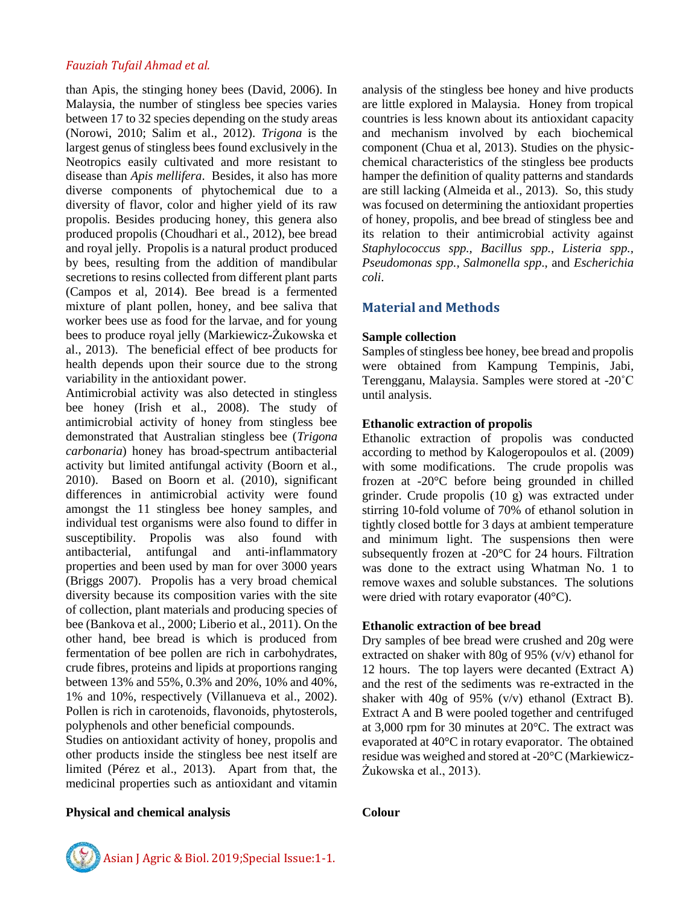than Apis, the stinging honey bees (David, 2006). In Malaysia, the number of stingless bee species varies between 17 to 32 species depending on the study areas (Norowi, 2010; Salim et al., 2012). *Trigona* is the largest genus of stingless bees found exclusively in the Neotropics easily cultivated and more resistant to disease than *Apis mellifera*. Besides, it also has more diverse components of phytochemical due to a diversity of flavor, color and higher yield of its raw propolis. Besides producing honey, this genera also produced propolis (Choudhari et al., 2012), bee bread and royal jelly. Propolis is a natural product produced by bees, resulting from the addition of mandibular secretions to resins collected from different plant parts (Campos et al, 2014). Bee bread is a fermented mixture of plant pollen, honey, and bee saliva that worker bees use as food for the larvae, and for young bees to produce royal jelly (Markiewicz-Żukowska et al., 2013). The beneficial effect of bee products for health depends upon their source due to the strong variability in the antioxidant power.

Antimicrobial activity was also detected in stingless bee honey (Irish et al., 2008). The study of antimicrobial activity of honey from stingless bee demonstrated that Australian stingless bee (*Trigona carbonaria*) honey has broad-spectrum antibacterial activity but limited antifungal activity (Boorn et al., 2010). Based on Boorn et al. (2010), significant differences in antimicrobial activity were found amongst the 11 stingless bee honey samples, and individual test organisms were also found to differ in susceptibility. Propolis was also found with antibacterial, antifungal and anti-inflammatory properties and been used by man for over 3000 years (Briggs 2007). Propolis has a very broad chemical diversity because its composition varies with the site of collection, plant materials and producing species of bee (Bankova et al., 2000; Liberio et al., 2011). On the other hand, bee bread is which is produced from fermentation of bee pollen are rich in carbohydrates, crude fibres, proteins and lipids at proportions ranging between 13% and 55%, 0.3% and 20%, 10% and 40%, 1% and 10%, respectively (Villanueva et al., 2002). Pollen is rich in carotenoids, flavonoids, phytosterols, polyphenols and other beneficial compounds.

Studies on antioxidant activity of honey, propolis and other products inside the stingless bee nest itself are limited (Pérez et al., 2013). Apart from that, the medicinal properties such as antioxidant and vitamin analysis of the stingless bee honey and hive products are little explored in Malaysia. Honey from tropical countries is less known about its antioxidant capacity and mechanism involved by each biochemical component (Chua et al, 2013). Studies on the physic-chemical characteristics of the stingless bee products hamper the definition of quality patterns and standards are still lacking (Almeida et al., 2013). So, this study was focused on determining the antioxidant properties of honey, propolis, and bee bread of stingless bee and its relation to their antimicrobial activity against *Staphylococcus spp., Bacillus spp., Listeria spp., Pseudomonas spp., Salmonella spp.*, and *Escherichia coli*.

## Material and Methods

**Sample collection**

Samples of stingless bee honey, bee bread and propolis were obtained from Kampung Tempinis, Jabi, Terengganu, Malaysia. Samples were stored at -20˚C until analysis.

**Ethanolic extraction of propolis**

Ethanolic extraction of propolis was conducted according to method by Kalogeropoulos et al. (2009) with some modifications. The crude propolis was frozen at -20°C before being grounded in chilled grinder. Crude propolis (10 g) was extracted under stirring 10-fold volume of 70% of ethanol solution in tightly closed bottle for 3 days at ambient temperature and minimum light. The suspensions then were subsequently frozen at -20°C for 24 hours. Filtration was done to the extract using Whatman No. 1 to remove waxes and soluble substances. The solutions were dried with rotary evaporator (40°C).

**Ethanolic extraction of bee bread**

Dry samples of bee bread were crushed and 20g were extracted on shaker with 80g of 95% (v/v) ethanol for 12 hours. The top layers were decanted (Extract A) and the rest of the sediments was re-extracted in the shaker with 40g of 95% (v/v) ethanol (Extract B). Extract A and B were pooled together and centrifuged at 3,000 rpm for 30 minutes at 20°C. The extract was evaporated at 40°C in rotary evaporator. The obtained residue was weighed and stored at -20°C (Markiewicz-Żukowska et al., 2013).

**Physical and chemical analysis**

**Colour**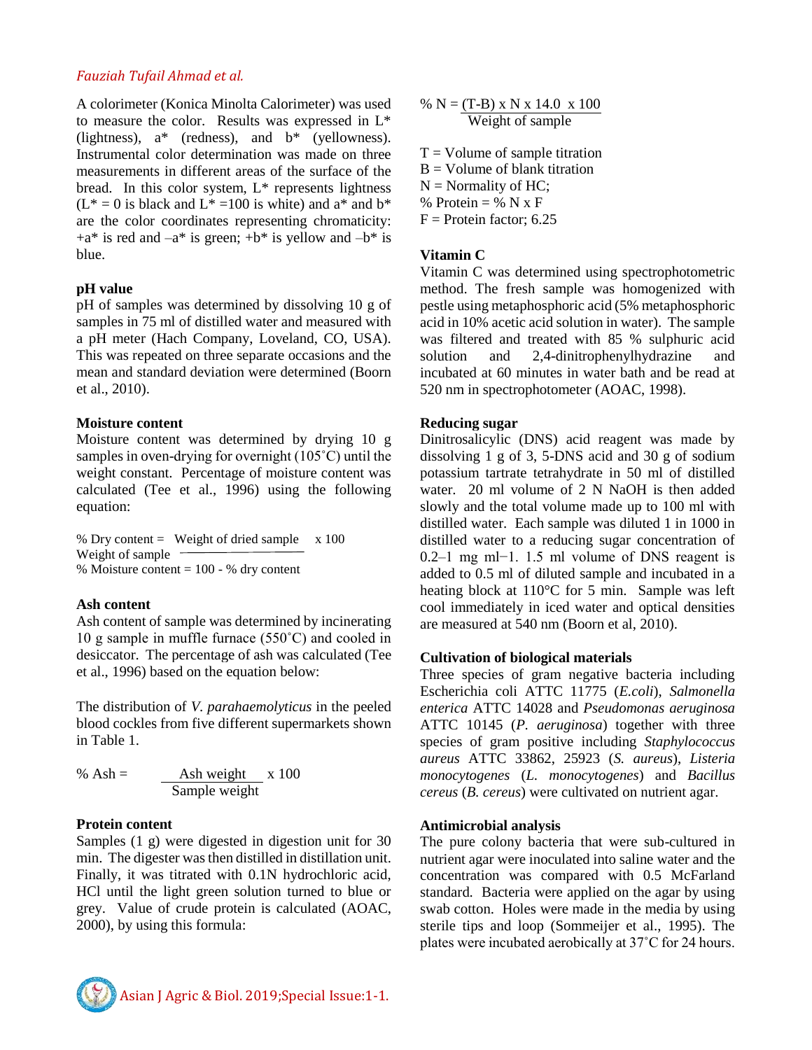A colorimeter (Konica Minolta Calorimeter) was used to measure the color. Results was expressed in L* (lightness), a* (redness), and b* (yellowness). Instrumental color determination was made on three measurements in different areas of the surface of the bread. In this color system, L* represents lightness (L* = 0 is black and L* =100 is white) and a* and b* are the color coordinates representing chromaticity: +a* is red and –a* is green; +b* is yellow and –b* is blue.

**pH value**

pH of samples was determined by dissolving 10 g of samples in 75 ml of distilled water and measured with a pH meter (Hach Company, Loveland, CO, USA). This was repeated on three separate occasions and the mean and standard deviation were determined (Boorn et al., 2010).

**Moisture content**

Moisture content was determined by drying 10 g samples in oven-drying for overnight (105˚C) until the weight constant. Percentage of moisture content was calculated (Tee et al., 1996) using the following equation:

$$\% \text{ Dry content} = \frac{\text{Weight of dried sample}}{\text{Weight of sample}} \times 100$$

$$\% \text{ Moisture content} = 100 - \% \text{ dry content}$$

**Ash content**

Ash content of sample was determined by incinerating 10 g sample in muffle furnace (550˚C) and cooled in desiccator. The percentage of ash was calculated (Tee et al., 1996) based on the equation below:

The distribution of *V. parahaemolyticus* in the peeled blood cockles from five different supermarkets shown in Table 1.

$$\% \text{ Ash} = \frac{\text{Ash weight}}{\text{Sample weight}} \times 100$$

**Protein content**

Samples (1 g) were digested in digestion unit for 30 min. The digester was then distilled in distillation unit. Finally, it was titrated with 0.1N hydrochloric acid, HCl until the light green solution turned to blue or grey. Value of crude protein is calculated (AOAC, 2000), by using this formula:

$$\% \text{ N} = \frac{(T-B) \times N \times 14.0 \times 100}{\text{Weight of sample}}$$

T = Volume of sample titration
B = Volume of blank titration
N = Normality of HC;
% Protein = % N x F
F = Protein factor; 6.25

**Vitamin C**

Vitamin C was determined using spectrophotometric method. The fresh sample was homogenized with pestle using metaphosphoric acid (5% metaphosphoric acid in 10% acetic acid solution in water). The sample was filtered and treated with 85 % sulphuric acid solution and 2,4-dinitrophenylhydrazine and incubated at 60 minutes in water bath and be read at 520 nm in spectrophotometer (AOAC, 1998).

**Reducing sugar**

Dinitrosalicylic (DNS) acid reagent was made by dissolving 1 g of 3, 5-DNS acid and 30 g of sodium potassium tartrate tetrahydrate in 50 ml of distilled water. 20 ml volume of 2 N NaOH is then added slowly and the total volume made up to 100 ml with distilled water. Each sample was diluted 1 in 1000 in distilled water to a reducing sugar concentration of 0.2–1 mg $ml^{-1}$. 1.5 ml volume of DNS reagent is added to 0.5 ml of diluted sample and incubated in a heating block at 110°C for 5 min. Sample was left cool immediately in iced water and optical densities are measured at 540 nm (Boorn et al, 2010).

**Cultivation of biological materials**

Three species of gram negative bacteria including Escherichia coli ATTC 11775 (*E.coli*), *Salmonella enterica* ATTC 14028 and *Pseudomonas aeruginosa* ATTC 10145 (*P. aeruginosa*) together with three species of gram positive including *Staphylococcus aureus* ATTC 33862, 25923 (*S. aureus*), *Listeria monocytogenes* (*L. monocytogenes*) and *Bacillus cereus* (*B. cereus*) were cultivated on nutrient agar.

**Antimicrobial analysis**

The pure colony bacteria that were sub-cultured in nutrient agar were inoculated into saline water and the concentration was compared with 0.5 McFarland standard. Bacteria were applied on the agar by using swab cotton. Holes were made in the media by using sterile tips and loop (Sommeijer et al., 1995). The plates were incubated aerobically at 37˚C for 24 hours.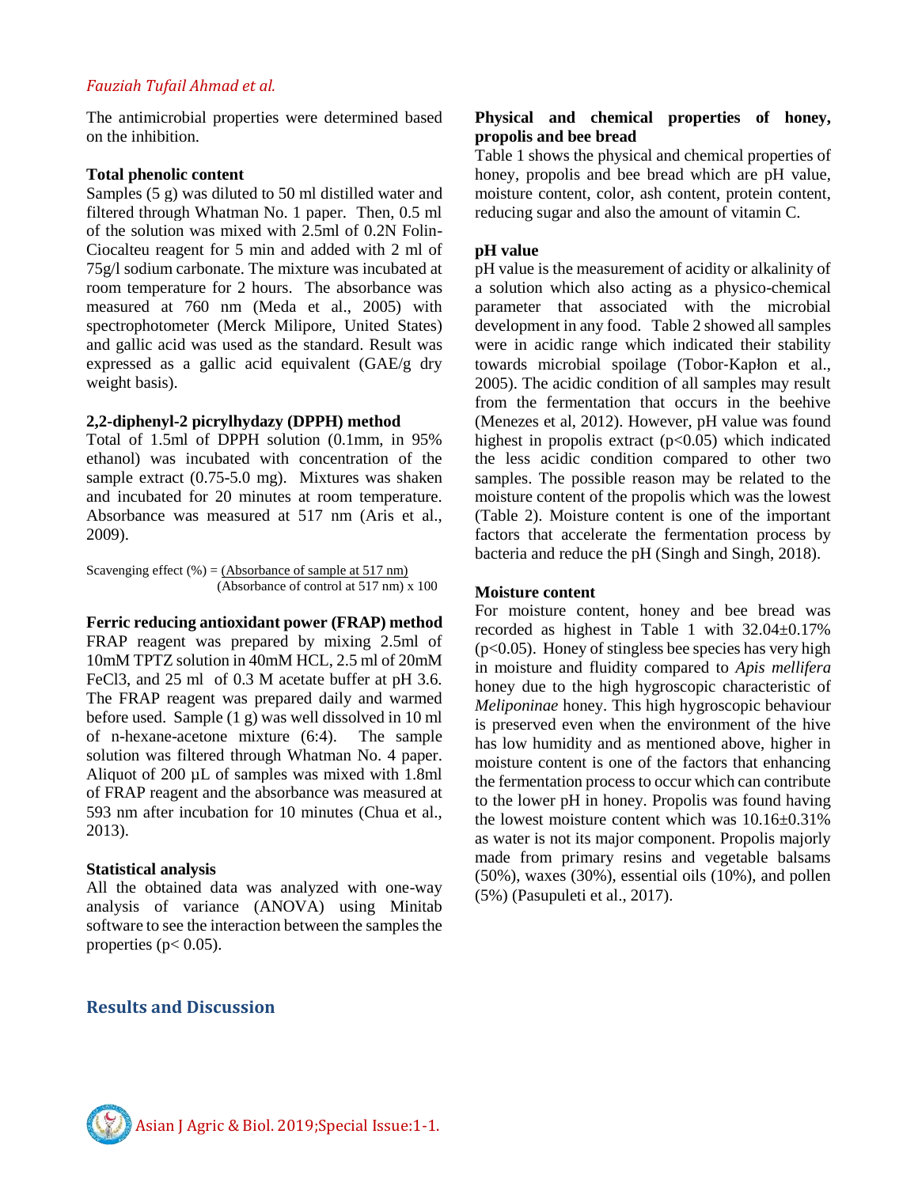The antimicrobial properties were determined based on the inhibition.

**Total phenolic content**

Samples (5 g) was diluted to 50 ml distilled water and filtered through Whatman No. 1 paper. Then, 0.5 ml of the solution was mixed with 2.5ml of 0.2N Folin-Ciocalteu reagent for 5 min and added with 2 ml of 75g/l sodium carbonate. The mixture was incubated at room temperature for 2 hours. The absorbance was measured at 760 nm (Meda et al., 2005) with spectrophotometer (Merck Milipore, United States) and gallic acid was used as the standard. Result was expressed as a gallic acid equivalent (GAE/g dry weight basis).

**2,2-diphenyl-2 picrylhydazy (DPPH) method**

Total of 1.5ml of DPPH solution (0.1mm, in 95% ethanol) was incubated with concentration of the sample extract (0.75-5.0 mg). Mixtures was shaken and incubated for 20 minutes at room temperature. Absorbance was measured at 517 nm (Aris et al., 2009).

$$\text{Scavenging effect (\%)} = \frac{\text{Absorbance of sample at 517 nm}}{\text{Absorbance of control at 517 nm}} \times 100$$

**Ferric reducing antioxidant power (FRAP) method**

FRAP reagent was prepared by mixing 2.5ml of 10mM TPTZ solution in 40mM HCL, 2.5 ml of 20mM $FeCl_3$, and 25 ml of 0.3 M acetate buffer at pH 3.6. The FRAP reagent was prepared daily and warmed before used. Sample (1 g) was well dissolved in 10 ml of n-hexane-acetone mixture (6:4). The sample solution was filtered through Whatman No. 4 paper. Aliquot of 200 µL of samples was mixed with 1.8ml of FRAP reagent and the absorbance was measured at 593 nm after incubation for 10 minutes (Chua et al., 2013).

**Statistical analysis**

All the obtained data was analyzed with one-way analysis of variance (ANOVA) using Minitab software to see the interaction between the samples the properties ($p < 0.05$).

## Results and Discussion

**Physical and chemical properties of honey, propolis and bee bread**

Table 1 shows the physical and chemical properties of honey, propolis and bee bread which are pH value, moisture content, color, ash content, protein content, reducing sugar and also the amount of vitamin C.

**pH value**

pH value is the measurement of acidity or alkalinity of a solution which also acting as a physico-chemical parameter that associated with the microbial development in any food. Table 2 showed all samples were in acidic range which indicated their stability towards microbial spoilage (Tobor-Kapłon et al., 2005). The acidic condition of all samples may result from the fermentation that occurs in the beehive (Menezes et al, 2012). However, pH value was found highest in propolis extract ($p<0.05$) which indicated the less acidic condition compared to other two samples. The possible reason may be related to the moisture content of the propolis which was the lowest (Table 2). Moisture content is one of the important factors that accelerate the fermentation process by bacteria and reduce the pH (Singh and Singh, 2018).

**Moisture content**

For moisture content, honey and bee bread was recorded as highest in Table 1 with 32.04±0.17% ($p<0.05$). Honey of stingless bee species has very high in moisture and fluidity compared to *Apis mellifera* honey due to the high hygroscopic characteristic of *Meliponinae* honey. This high hygroscopic behaviour is preserved even when the environment of the hive has low humidity and as mentioned above, higher in moisture content is one of the factors that enhancing the fermentation process to occur which can contribute to the lower pH in honey. Propolis was found having the lowest moisture content which was 10.16±0.31% as water is not its major component. Propolis majorly made from primary resins and vegetable balsams (50%), waxes (30%), essential oils (10%), and pollen (5%) (Pasupuleti et al., 2017).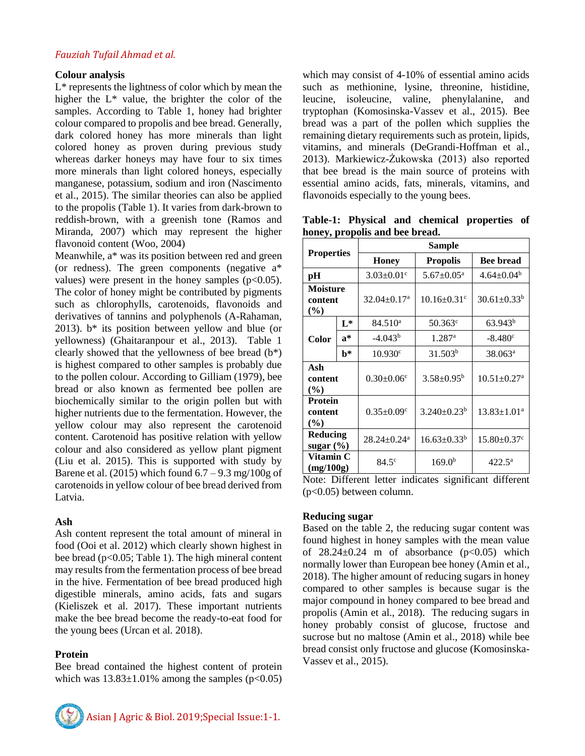### Colour analysis

L* represents the lightness of color which by mean the higher the L* value, the brighter the color of the samples. According to Table 1, honey had brighter colour compared to propolis and bee bread. Generally, dark colored honey has more minerals than light colored honey as proven during previous study whereas darker honeys may have four to six times more minerals than light colored honeys, especially manganese, potassium, sodium and iron (Nascimento et al., 2015). The similar theories can also be applied to the propolis (Table 1). It varies from dark-brown to reddish-brown, with a greenish tone (Ramos and Miranda, 2007) which may represent the higher flavonoid content (Woo, 2004)

Meanwhile, a* was its position between red and green (or redness). The green components (negative a* values) were present in the honey samples ($p<0.05$). The color of honey might be contributed by pigments such as chlorophylls, carotenoids, flavonoids and derivatives of tannins and polyphenols (A-Rahaman, 2013). b* its position between yellow and blue (or yellowness) (Ghaitaranpour et al., 2013). Table 1 clearly showed that the yellowness of bee bread (b*) is highest compared to other samples is probably due to the pollen colour. According to Gilliam (1979), bee bread or also known as fermented bee pollen are biochemically similar to the origin pollen but with higher nutrients due to the fermentation. However, the yellow colour may also represent the carotenoid content. Carotenoid has positive relation with yellow colour and also considered as yellow plant pigment (Liu et al. 2015). This is supported with study by Barene et al. (2015) which found 6.7 – 9.3 mg/100g of carotenoids in yellow colour of bee bread derived from Latvia.

### Ash

Ash content represent the total amount of mineral in food (Ooi et al. 2012) which clearly shown highest in bee bread ($p<0.05$; Table 1). The high mineral content may results from the fermentation process of bee bread in the hive. Fermentation of bee bread produced high digestible minerals, amino acids, fats and sugars (Kieliszek et al. 2017). These important nutrients make the bee bread become the ready-to-eat food for the young bees (Urcan et al. 2018).

### Protein

Bee bread contained the highest content of protein which was 13.83±1.01% among the samples ($p<0.05$) which may consist of 4-10% of essential amino acids such as methionine, lysine, threonine, histidine, leucine, isoleucine, valine, phenylalanine, and tryptophan (Komosinska-Vassev et al., 2015). Bee bread was a part of the pollen which supplies the remaining dietary requirements such as protein, lipids, vitamins, and minerals (DeGrandi-Hoffman et al., 2013). Markiewicz-Żukowska (2013) also reported that bee bread is the main source of proteins with essential amino acids, fats, minerals, vitamins, and flavonoids especially to the young bees.

**Table-1: Physical and chemical properties of honey, propolis and bee bread.**

| Properties | | Sample | | |
|---|---|---|---|---|
| | | Honey | Propolis | Bee bread |
| pH | | 3.03±0.01[c] | 5.67±0.05[a] | 4.64±0.04[b] |
| Moisture content (%) | | 32.04±0.17[a] | 10.16±0.31[c] | 30.61±0.33[b] |
| Color | L* | 84.510[a] | 50.363[c] | 63.943[b] |
| | a* | -4.043[b] | 1.287[a] | -8.480[c] |
| | b* | 10.930[c] | 31.503[b] | 38.063[a] |
| Ash content (%) | | 0.30±0.06[c] | 3.58±0.95[b] | 10.51±0.27[a] |
| Protein content (%) | | 0.35±0.09[c] | 3.240±0.23[b] | 13.83±1.01[a] |
| Reducing sugar (%) | | 28.24±0.24[a] | 16.63±0.33[b] | 15.80±0.37[c] |
| Vitamin C (mg/100g) | | 84.5[c] | 169.0[b] | 422.5[a] |

Note: Different letter indicates significant different ($p<0.05$) between column.

### Reducing sugar

Based on the table 2, the reducing sugar content was found highest in honey samples with the mean value of 28.24±0.24 m of absorbance ($p<0.05$) which normally lower than European bee honey (Amin et al., 2018). The higher amount of reducing sugars in honey compared to other samples is because sugar is the major compound in honey compared to bee bread and propolis (Amin et al., 2018). The reducing sugars in honey probably consist of glucose, fructose and sucrose but no maltose (Amin et al., 2018) while bee bread consist only fructose and glucose (Komosinska-Vassev et al., 2015).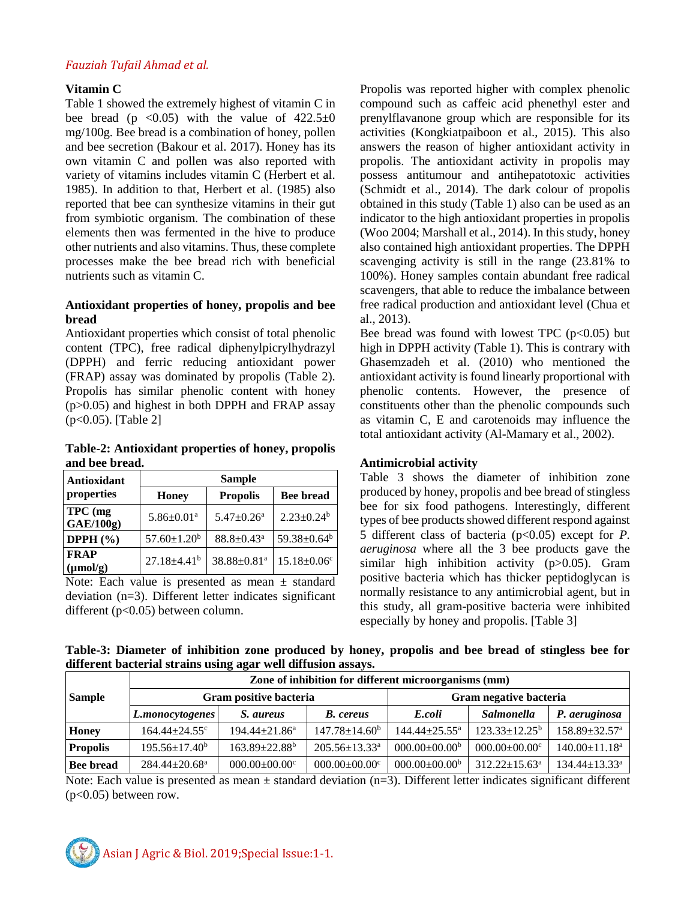### Vitamin C

Table 1 showed the extremely highest of vitamin C in bee bread ($p < 0.05$) with the value of 422.5±0 mg/100g. Bee bread is a combination of honey, pollen and bee secretion (Bakour et al. 2017). Honey has its own vitamin C and pollen was also reported with variety of vitamins includes vitamin C (Herbert et al. 1985). In addition to that, Herbert et al. (1985) also reported that bee can synthesize vitamins in their gut from symbiotic organism. The combination of these elements then was fermented in the hive to produce other nutrients and also vitamins. Thus, these complete processes make the bee bread rich with beneficial nutrients such as vitamin C.

### Antioxidant properties of honey, propolis and bee bread

Antioxidant properties which consist of total phenolic content (TPC), free radical diphenylpicrylhydrazyl (DPPH) and ferric reducing antioxidant power (FRAP) assay was dominated by propolis (Table 2). Propolis has similar phenolic content with honey ($p>0.05$) and highest in both DPPH and FRAP assay ($p<0.05$). [Table 2]

**Table-2: Antioxidant properties of honey, propolis and bee bread.**

| Antioxidant properties | Sample | | |
|---|---|---|---|
| | Honey | Propolis | Bee bread |
| TPC (mg GAE/100g) | 5.86±0.01[a] | 5.47±0.26[a] | 2.23±0.24[b] |
| DPPH (%) | 57.60±1.20[b] | 88.8±0.43[a] | 59.38±0.64[b] |
| FRAP (µmol/g) | 27.18±4.41[b] | 38.88±0.81[a] | 15.18±0.06[c] |

Note: Each value is presented as mean ± standard deviation (n=3). Different letter indicates significant different ($p<0.05$) between column.

Propolis was reported higher with complex phenolic compound such as caffeic acid phenethyl ester and prenylflavanone group which are responsible for its activities (Kongkiatpaiboon et al., 2015). This also answers the reason of higher antioxidant activity in propolis. The antioxidant activity in propolis may possess antitumour and antihepatotoxic activities (Schmidt et al., 2014). The dark colour of propolis obtained in this study (Table 1) also can be used as an indicator to the high antioxidant properties in propolis (Woo 2004; Marshall et al., 2014). In this study, honey also contained high antioxidant properties. The DPPH scavenging activity is still in the range (23.81% to 100%). Honey samples contain abundant free radical scavengers, that able to reduce the imbalance between free radical production and antioxidant level (Chua et al., 2013).

Bee bread was found with lowest TPC ($p<0.05$) but high in DPPH activity (Table 1). This is contrary with Ghasemzadeh et al. (2010) who mentioned the antioxidant activity is found linearly proportional with phenolic contents. However, the presence of constituents other than the phenolic compounds such as vitamin C, E and carotenoids may influence the total antioxidant activity (Al-Mamary et al., 2002).

### Antimicrobial activity

Table 3 shows the diameter of inhibition zone produced by honey, propolis and bee bread of stingless bee for six food pathogens. Interestingly, different types of bee products showed different respond against 5 different class of bacteria ($p<0.05$) except for *P. aeruginosa* where all the 3 bee products gave the similar high inhibition activity ($p>0.05$). Gram positive bacteria which has thicker peptidoglycan is normally resistance to any antimicrobial agent, but in this study, all gram-positive bacteria were inhibited especially by honey and propolis. [Table 3]

**Table-3: Diameter of inhibition zone produced by honey, propolis and bee bread of stingless bee for different bacterial strains using agar well diffusion assays.**

| Sample | Zone of inhibition for different microorganisms (mm) | | | | | |
|---|---|---|---|---|---|---|
| | Gram positive bacteria | | | Gram negative bacteria | | |
| | *L.monocytogenes* | *S. aureus* | *B. cereus* | *E.coli* | *Salmonella* | *P. aeruginosa* |
| **Honey** | 164.44±24.55[c] | 194.44±21.86[a] | 147.78±14.60[b] | 144.44±25.55[a] | 123.33±12.25[b] | 158.89±32.57[a] |
| **Propolis** | 195.56±17.40[b] | 163.89±22.88[b] | 205.56±13.33[a] | 000.00±00.00[b] | 000.00±00.00[c] | 140.00±11.18[a] |
| **Bee bread** | 284.44±20.68[a] | 000.00±00.00[c] | 000.00±00.00[c] | 000.00±00.00[b] | 312.22±15.63[a] | 134.44±13.33[a] |

Note: Each value is presented as mean ± standard deviation (n=3). Different letter indicates significant different ($p<0.05$) between row.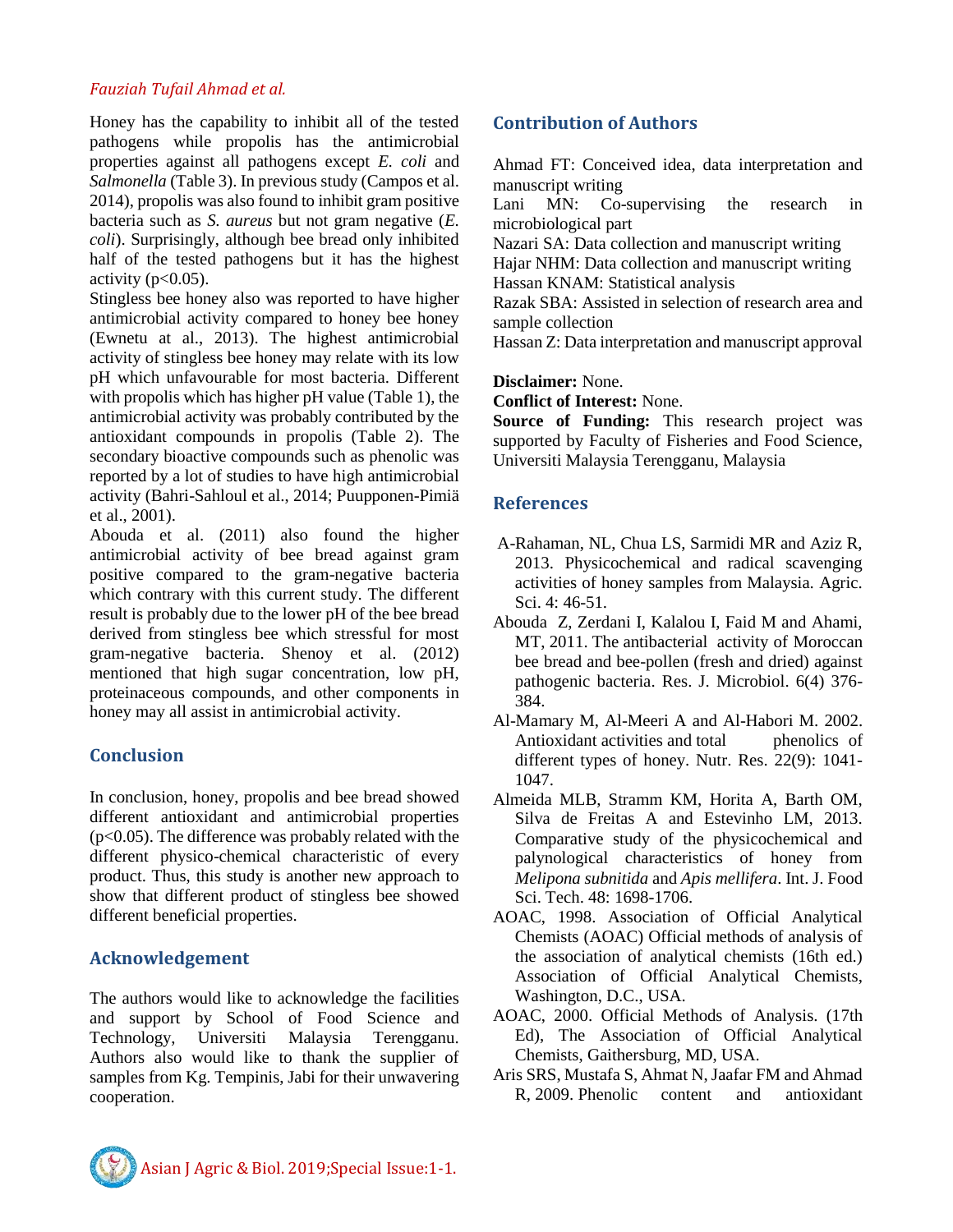Honey has the capability to inhibit all of the tested pathogens while propolis has the antimicrobial properties against all pathogens except *E. coli* and *Salmonella* (Table 3). In previous study (Campos et al. 2014), propolis was also found to inhibit gram positive bacteria such as *S. aureus* but not gram negative (*E. coli*). Surprisingly, although bee bread only inhibited half of the tested pathogens but it has the highest activity ($p<0.05$).

Stingless bee honey also was reported to have higher antimicrobial activity compared to honey bee honey (Ewnetu at al., 2013). The highest antimicrobial activity of stingless bee honey may relate with its low pH which unfavourable for most bacteria. Different with propolis which has higher pH value (Table 1), the antimicrobial activity was probably contributed by the antioxidant compounds in propolis (Table 2). The secondary bioactive compounds such as phenolic was reported by a lot of studies to have high antimicrobial activity (Bahri-Sahloul et al., 2014; Puupponen-Pimiä et al., 2001).

Abouda et al. (2011) also found the higher antimicrobial activity of bee bread against gram positive compared to the gram-negative bacteria which contrary with this current study. The different result is probably due to the lower pH of the bee bread derived from stingless bee which stressful for most gram-negative bacteria. Shenoy et al. (2012) mentioned that high sugar concentration, low pH, proteinaceous compounds, and other components in honey may all assist in antimicrobial activity.

## Conclusion

In conclusion, honey, propolis and bee bread showed different antioxidant and antimicrobial properties ($p<0.05$). The difference was probably related with the different physico-chemical characteristic of every product. Thus, this study is another new approach to show that different product of stingless bee showed different beneficial properties.

## Acknowledgement

The authors would like to acknowledge the facilities and support by School of Food Science and Technology, Universiti Malaysia Terengganu. Authors also would like to thank the supplier of samples from Kg. Tempinis, Jabi for their unwavering cooperation.

## Contribution of Authors

Ahmad FT: Conceived idea, data interpretation and manuscript writing
Lani MN: Co-supervising the research in microbiological part
Nazari SA: Data collection and manuscript writing
Hajar NHM: Data collection and manuscript writing
Hassan KNAM: Statistical analysis
Razak SBA: Assisted in selection of research area and sample collection
Hassan Z: Data interpretation and manuscript approval

**Disclaimer:** None.
**Conflict of Interest:** None.
**Source of Funding:** This research project was supported by Faculty of Fisheries and Food Science, Universiti Malaysia Terengganu, Malaysia

## References

A-Rahaman, NL, Chua LS, Sarmidi MR and Aziz R, 2013. Physicochemical and radical scavenging activities of honey samples from Malaysia. Agric. Sci. 4: 46-51.

Abouda Z, Zerdani I, Kalalou I, Faid M and Ahami, MT, 2011. The antibacterial activity of Moroccan bee bread and bee-pollen (fresh and dried) against pathogenic bacteria. Res. J. Microbiol. 6(4) 376-384.

Al-Mamary M, Al-Meeri A and Al-Habori M. 2002. Antioxidant activities and total phenolics of different types of honey. Nutr. Res. 22(9): 1041-1047.

Almeida MLB, Stramm KM, Horita A, Barth OM, Silva de Freitas A and Estevinho LM, 2013. Comparative study of the physicochemical and palynological characteristics of honey from *Melipona subnitida* and *Apis mellifera*. Int. J. Food Sci. Tech. 48: 1698-1706.

AOAC, 1998. Association of Official Analytical Chemists (AOAC) Official methods of analysis of the association of analytical chemists (16th ed.) Association of Official Analytical Chemists, Washington, D.C., USA.

AOAC, 2000. Official Methods of Analysis. (17th Ed), The Association of Official Analytical Chemists, Gaithersburg, MD, USA.

Aris SRS, Mustafa S, Ahmat N, Jaafar FM and Ahmad R, 2009. Phenolic content and antioxidant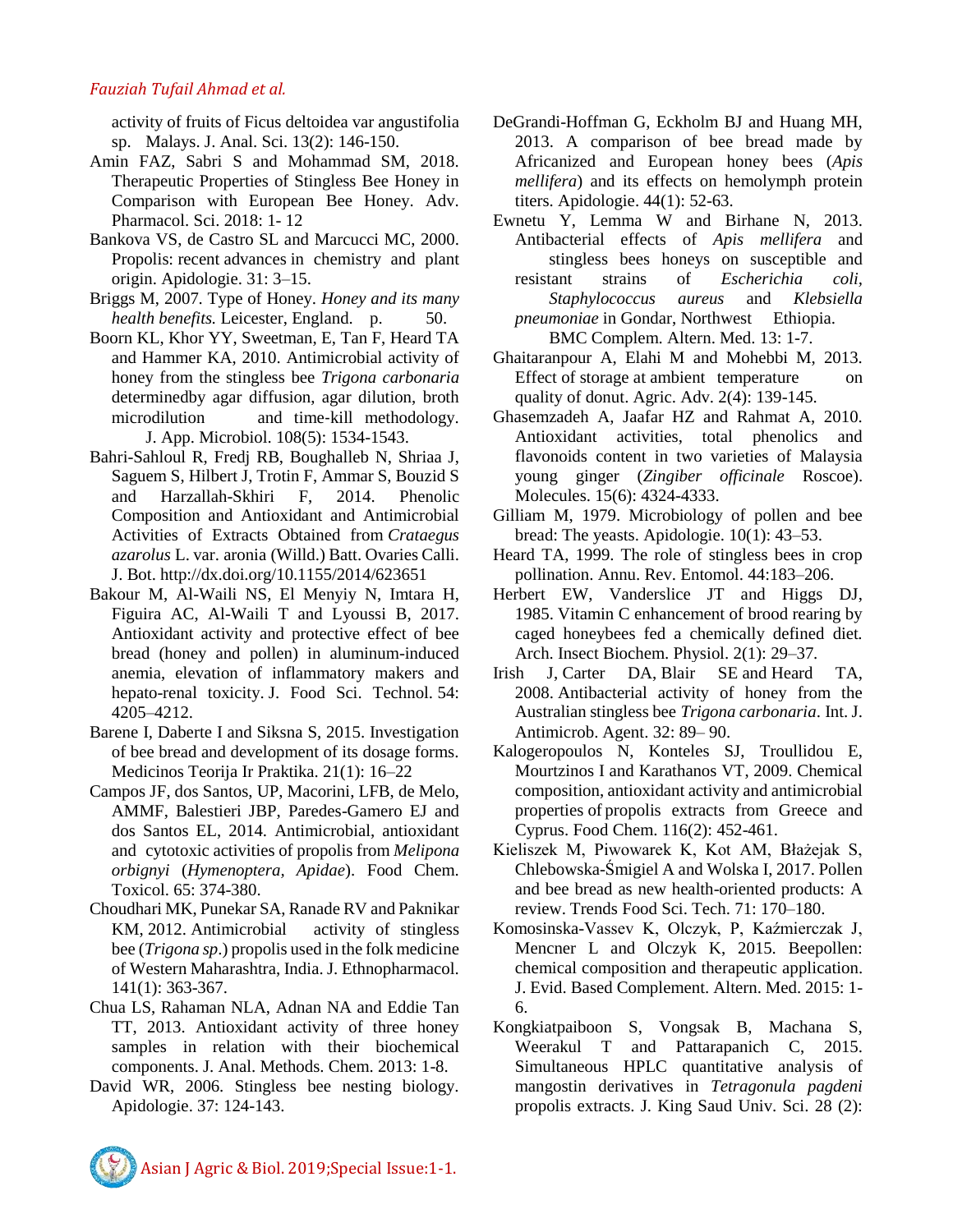activity of fruits of Ficus deltoidea var angustifolia sp. Malays. J. Anal. Sci. 13(2): 146-150.

Amin FAZ, Sabri S and Mohammad SM, 2018. Therapeutic Properties of Stingless Bee Honey in Comparison with European Bee Honey. Adv. Pharmacol. Sci. 2018: 1- 12

Bankova VS, de Castro SL and Marcucci MC, 2000. Propolis: recent advances in chemistry and plant origin. Apidologie. 31: 3–15.

Briggs M, 2007. Type of Honey. *Honey and its many health benefits.* Leicester, England. p. 50.

Boorn KL, Khor YY, Sweetman, E, Tan F, Heard TA and Hammer KA, 2010. Antimicrobial activity of honey from the stingless bee *Trigona carbonaria* determinedby agar diffusion, agar dilution, broth microdilution and time-kill methodology. J. App. Microbiol. 108(5): 1534-1543.

Bahri-Sahloul R, Fredj RB, Boughalleb N, Shriaa J, Saguem S, Hilbert J, Trotin F, Ammar S, Bouzid S and Harzallah-Skhiri F, 2014. Phenolic Composition and Antioxidant and Antimicrobial Activities of Extracts Obtained from *Crataegus azarolus* L. var. aronia (Willd.) Batt. Ovaries Calli. J. Bot. http://dx.doi.org/10.1155/2014/623651

Bakour M, Al-Waili NS, El Menyiy N, Imtara H, Figuira AC, Al-Waili T and Lyoussi B, 2017. Antioxidant activity and protective effect of bee bread (honey and pollen) in aluminum-induced anemia, elevation of inflammatory makers and hepato-renal toxicity. J. Food Sci. Technol. 54: 4205–4212.

Barene I, Daberte I and Siksna S, 2015. Investigation of bee bread and development of its dosage forms. Medicinos Teorija Ir Praktika. 21(1): 16–22

Campos JF, dos Santos, UP, Macorini, LFB, de Melo, AMMF, Balestieri JBP, Paredes-Gamero EJ and dos Santos EL, 2014. Antimicrobial, antioxidant and cytotoxic activities of propolis from *Melipona orbignyi* (*Hymenoptera*, *Apidae*). Food Chem. Toxicol. 65: 374-380.

Choudhari MK, Punekar SA, Ranade RV and Paknikar KM, 2012. Antimicrobial activity of stingless bee (*Trigona sp*.) propolis used in the folk medicine of Western Maharashtra, India. J. Ethnopharmacol. 141(1): 363-367.

Chua LS, Rahaman NLA, Adnan NA and Eddie Tan TT, 2013. Antioxidant activity of three honey samples in relation with their biochemical components. J. Anal. Methods. Chem. 2013: 1-8.

David WR, 2006. Stingless bee nesting biology. Apidologie. 37: 124-143.

DeGrandi-Hoffman G, Eckholm BJ and Huang MH, 2013. A comparison of bee bread made by Africanized and European honey bees (*Apis mellifera*) and its effects on hemolymph protein titers. Apidologie. 44(1): 52-63.

Ewnetu Y, Lemma W and Birhane N, 2013. Antibacterial effects of *Apis mellifera* and stingless bees honeys on susceptible and resistant strains of *Escherichia coli, Staphylococcus aureus* and *Klebsiella pneumoniae* in Gondar, Northwest Ethiopia. BMC Complem. Altern. Med. 13: 1-7.

Ghaitaranpour A, Elahi M and Mohebbi M, 2013. Effect of storage at ambient temperature on quality of donut. Agric. Adv. 2(4): 139-145.

Ghasemzadeh A, Jaafar HZ and Rahmat A, 2010. Antioxidant activities, total phenolics and flavonoids content in two varieties of Malaysia young ginger (*Zingiber officinale* Roscoe). Molecules. 15(6): 4324-4333.

Gilliam M, 1979. Microbiology of pollen and bee bread: The yeasts. Apidologie. 10(1): 43–53.

Heard TA, 1999. The role of stingless bees in crop pollination. Annu. Rev. Entomol. 44:183–206.

Herbert EW, Vanderslice JT and Higgs DJ, 1985. Vitamin C enhancement of brood rearing by caged honeybees fed a chemically defined diet. Arch. Insect Biochem. Physiol. 2(1): 29–37.

Irish J, Carter DA, Blair SE and Heard TA, 2008. Antibacterial activity of honey from the Australian stingless bee *Trigona carbonaria*. Int. J. Antimicrob. Agent. 32: 89– 90.

Kalogeropoulos N, Konteles SJ, Troullidou E, Mourtzinos I and Karathanos VT, 2009. Chemical composition, antioxidant activity and antimicrobial properties of propolis extracts from Greece and Cyprus. Food Chem. 116(2): 452-461.

Kieliszek M, Piwowarek K, Kot AM, Błażejak S, Chlebowska-Śmigiel A and Wolska I, 2017. Pollen and bee bread as new health-oriented products: A review. Trends Food Sci. Tech. 71: 170–180.

Komosinska-Vassev K, Olczyk, P, Kaźmierczak J, Mencner L and Olczyk K, 2015. Beepollen: chemical composition and therapeutic application. J. Evid. Based Complement. Altern. Med. 2015: 1-6.

Kongkiatpaiboon S, Vongsak B, Machana S, Weerakul T and Pattarapanich C, 2015. Simultaneous HPLC quantitative analysis of mangostin derivatives in *Tetragonula pagdeni* propolis extracts. J. King Saud Univ. Sci. 28 (2):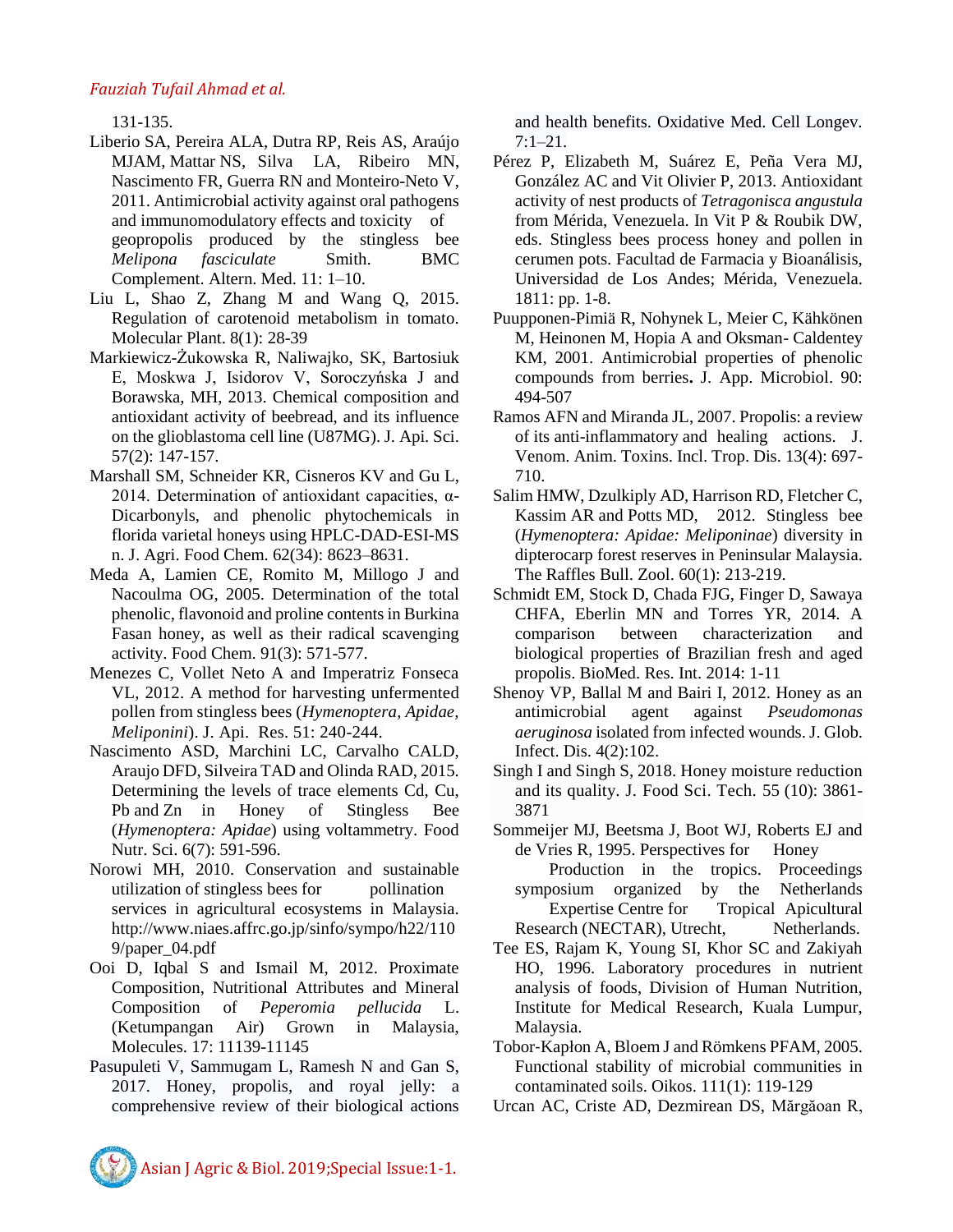131-135.

Liberio SA, Pereira ALA, Dutra RP, Reis AS, Araújo MJAM, Mattar NS, Silva LA, Ribeiro MN, Nascimento FR, Guerra RN and Monteiro-Neto V, 2011. Antimicrobial activity against oral pathogens and immunomodulatory effects and toxicity of geopropolis produced by the stingless bee *Melipona fasciculate* Smith. BMC Complement. Altern. Med. 11: 1–10.

Liu L, Shao Z, Zhang M and Wang Q, 2015. Regulation of carotenoid metabolism in tomato. Molecular Plant. 8(1): 28-39

Markiewicz-Żukowska R, Naliwajko, SK, Bartosiuk E, Moskwa J, Isidorov V, Soroczyńska J and Borawska, MH, 2013. Chemical composition and antioxidant activity of beebread, and its influence on the glioblastoma cell line (U87MG). J. Api. Sci. 57(2): 147-157.

Marshall SM, Schneider KR, Cisneros KV and Gu L, 2014. Determination of antioxidant capacities, α-Dicarbonyls, and phenolic phytochemicals in florida varietal honeys using HPLC-DAD-ESI-MS n. J. Agri. Food Chem. 62(34): 8623–8631.

Meda A, Lamien CE, Romito M, Millogo J and Nacoulma OG, 2005. Determination of the total phenolic, flavonoid and proline contents in Burkina Fasan honey, as well as their radical scavenging activity. Food Chem. 91(3): 571-577.

Menezes C, Vollet Neto A and Imperatriz Fonseca VL, 2012. A method for harvesting unfermented pollen from stingless bees (*Hymenoptera, Apidae, Meliponini*). J. Api. Res. 51: 240-244.

Nascimento ASD, Marchini LC, Carvalho CALD, Araujo DFD, Silveira TAD and Olinda RAD, 2015. Determining the levels of trace elements Cd, Cu, Pb and Zn in Honey of Stingless Bee (*Hymenoptera: Apidae*) using voltammetry. Food Nutr. Sci. 6(7): 591-596.

Norowi MH, 2010. Conservation and sustainable utilization of stingless bees for pollination services in agricultural ecosystems in Malaysia. http://www.niaes.affrc.go.jp/sinfo/sympo/h22/1109/paper_04.pdf

Ooi D, Iqbal S and Ismail M, 2012. Proximate Composition, Nutritional Attributes and Mineral Composition of *Peperomia pellucida* L. (Ketumpangan Air) Grown in Malaysia, Molecules. 17: 11139-11145

Pasupuleti V, Sammugam L, Ramesh N and Gan S, 2017. Honey, propolis, and royal jelly: a comprehensive review of their biological actions and health benefits. Oxidative Med. Cell Longev. 7:1–21.

Pérez P, Elizabeth M, Suárez E, Peña Vera MJ, González AC and Vit Olivier P, 2013. Antioxidant activity of nest products of *Tetragonisca angustula* from Mérida, Venezuela. In Vit P & Roubik DW, eds. Stingless bees process honey and pollen in cerumen pots. Facultad de Farmacia y Bioanálisis, Universidad de Los Andes; Mérida, Venezuela. 1811: pp. 1-8.

Puupponen-Pimiä R, Nohynek L, Meier C, Kähkönen M, Heinonen M, Hopia A and Oksman- Caldentey KM, 2001. Antimicrobial properties of phenolic compounds from berries. J. App. Microbiol. 90: 494-507

Ramos AFN and Miranda JL, 2007. Propolis: a review of its anti-inflammatory and healing actions. J. Venom. Anim. Toxins. Incl. Trop. Dis. 13(4): 697-710.

Salim HMW, Dzulkiply AD, Harrison RD, Fletcher C, Kassim AR and Potts MD, 2012. Stingless bee (*Hymenoptera: Apidae: Meliponinae*) diversity in dipterocarp forest reserves in Peninsular Malaysia. The Raffles Bull. Zool. 60(1): 213-219.

Schmidt EM, Stock D, Chada FJG, Finger D, Sawaya CHFA, Eberlin MN and Torres YR, 2014. A comparison between characterization and biological properties of Brazilian fresh and aged propolis. BioMed. Res. Int. 2014: 1-11

Shenoy VP, Ballal M and Bairi I, 2012. Honey as an antimicrobial agent against *Pseudomonas aeruginosa* isolated from infected wounds. J. Glob. Infect. Dis. 4(2):102.

Singh I and Singh S, 2018. Honey moisture reduction and its quality. J. Food Sci. Tech. 55 (10): 3861-3871

Sommeijer MJ, Beetsma J, Boot WJ, Roberts EJ and de Vries R, 1995. Perspectives for Honey Production in the tropics. Proceedings symposium organized by the Netherlands Expertise Centre for Tropical Apicultural Research (NECTAR), Utrecht, Netherlands.

Tee ES, Rajam K, Young SI, Khor SC and Zakiyah HO, 1996. Laboratory procedures in nutrient analysis of foods, Division of Human Nutrition, Institute for Medical Research, Kuala Lumpur, Malaysia.

Tobor-Kapłon A, Bloem J and Römkens PFAM, 2005. Functional stability of microbial communities in contaminated soils. Oikos. 111(1): 119-129

Urcan AC, Criste AD, Dezmirean DS, Mărgăoan R,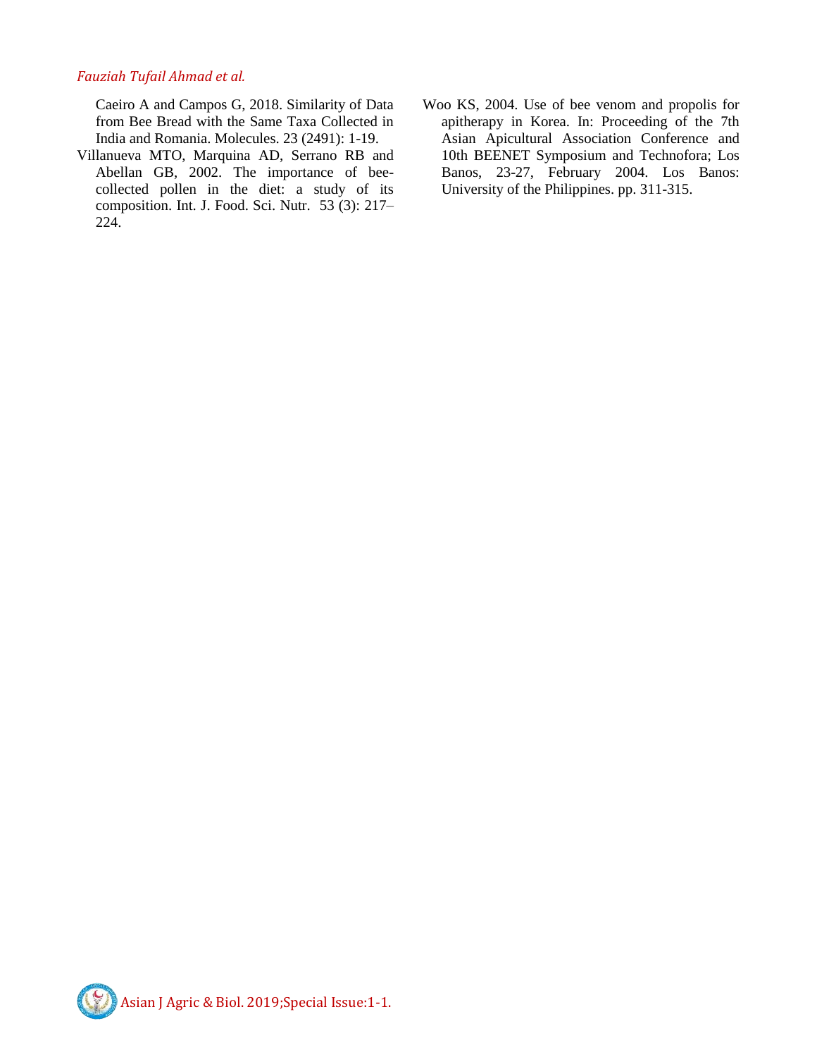Caeiro A and Campos G, 2018. Similarity of Data from Bee Bread with the Same Taxa Collected in India and Romania. Molecules. 23 (2491): 1-19.

Villanueva MTO, Marquina AD, Serrano RB and Abellan GB, 2002. The importance of bee-collected pollen in the diet: a study of its composition. Int. J. Food. Sci. Nutr. 53 (3): 217–224.

Woo KS, 2004. Use of bee venom and propolis for apitherapy in Korea. In: Proceeding of the 7th Asian Apicultural Association Conference and 10th BEENET Symposium and Technofora; Los Banos, 23-27, February 2004. Los Banos: University of the Philippines. pp. 311-315.